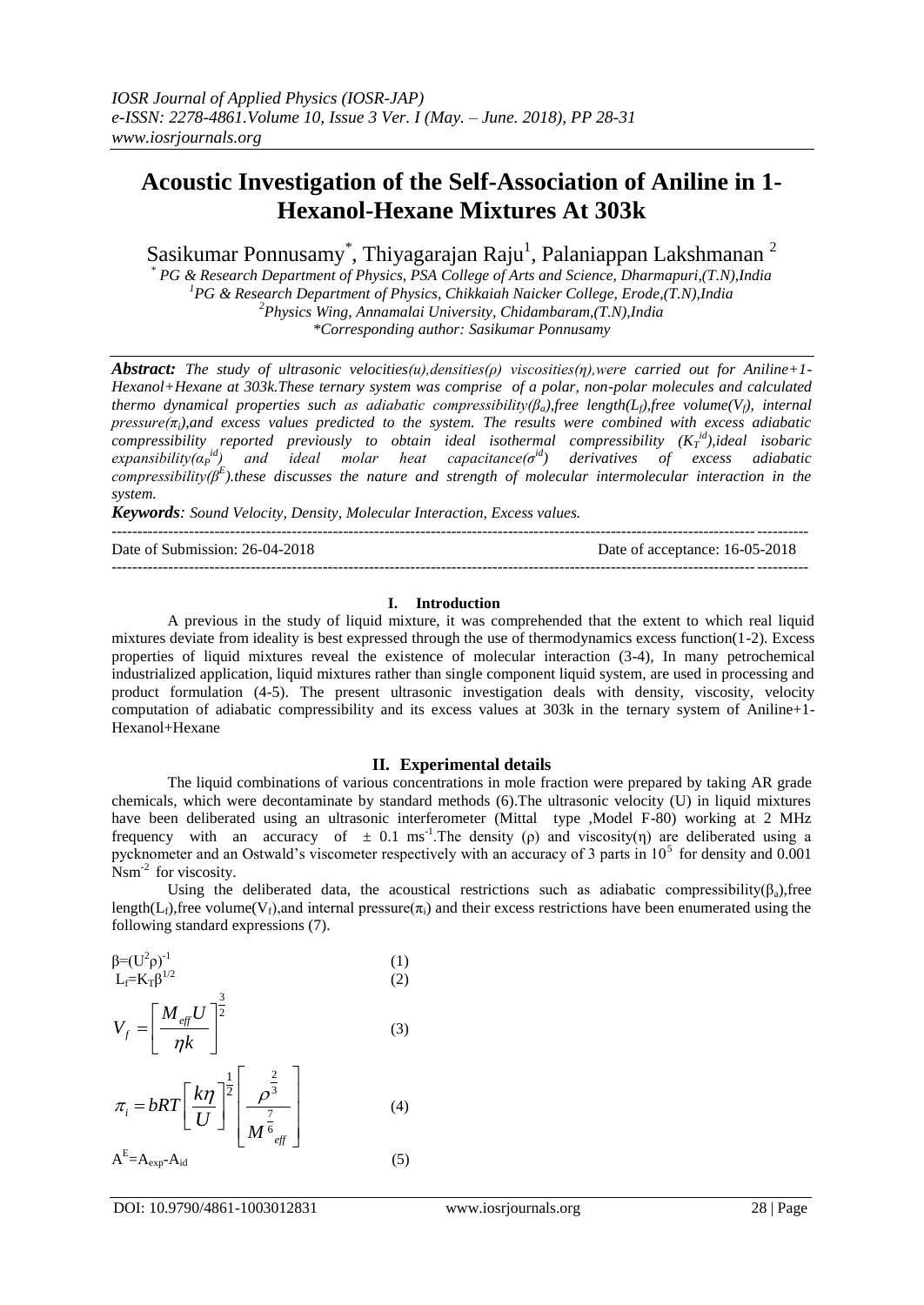# Acoustic Investigation of the Self-Association of Aniline in 1-Hexanol-Hexane Mixtures At 303k

Sasikumar Ponnusamy[*], Thiyagarajan Raju[1], Palaniappan Lakshmanan [2]

[*] *PG & Research Department of Physics, PSA College of Arts and Science, Dharmapuri,(T.N),India*
[1]*PG & Research Department of Physics, Chikkaiah Naicker College, Erode,(T.N),India*
[2]*Physics Wing, Annamalai University, Chidambaram,(T.N),India*
**Corresponding author: Sasikumar Ponnusamy*

***Abstract:*** *The study of ultrasonic velocities(u),densities(ρ) viscosities(η),were carried out for Aniline+1-Hexanol+Hexane at 303k.These ternary system was comprise of a polar, non-polar molecules and calculated thermo dynamical properties such as adiabatic compressibility($\beta_a$),free length($L_f$),free volume($V_f$), internal pressure($\pi_i$),and excess values predicted to the system. The results were combined with excess adiabatic compressibility reported previously to obtain ideal isothermal compressibility ($K_T^{id}$),ideal isobaric expansibility($\alpha_P^{id}$) and ideal molar heat capacitance($\sigma^{id}$) derivatives of excess adiabatic compressibility($\beta^E$).these discusses the nature and strength of molecular intermolecular interaction in the system.*

***Keywords****: Sound Velocity, Density, Molecular Interaction, Excess values.*

---

Date of Submission: 26-04-2018 Date of acceptance: 16-05-2018

---

## I. Introduction

A previous in the study of liquid mixture, it was comprehended that the extent to which real liquid mixtures deviate from ideality is best expressed through the use of thermodynamics excess function(1-2). Excess properties of liquid mixtures reveal the existence of molecular interaction (3-4), In many petrochemical industrialized application, liquid mixtures rather than single component liquid system, are used in processing and product formulation (4-5). The present ultrasonic investigation deals with density, viscosity, velocity computation of adiabatic compressibility and its excess values at 303k in the ternary system of Aniline+1-Hexanol+Hexane

## II. Experimental details

The liquid combinations of various concentrations in mole fraction were prepared by taking AR grade chemicals, which were decontaminate by standard methods (6).The ultrasonic velocity (U) in liquid mixtures have been deliberated using an ultrasonic interferometer (Mittal type ,Model F-80) working at 2 MHz frequency with an accuracy of $\pm$ 0.1 $ms^{-1}$.The density (ρ) and viscosity(η) are deliberated using a pycknometer and an Ostwald's viscometer respectively with an accuracy of 3 parts in $10^5$ for density and 0.001 $Nsm^{-2}$ for viscosity.

Using the deliberated data, the acoustical restrictions such as adiabatic compressibility($\beta_a$),free length($L_f$),free volume($V_f$),and internal pressure($\pi_i$) and their excess restrictions have been enumerated using the following standard expressions (7).

$$\beta=(U^2\rho)^{-1} \quad (1)$$

$$L_f=K_T\beta^{1/2} \quad (2)$$

$$V_f=\left[\frac{M_{eff}U}{\eta k}\right]^{\frac{3}{2}} \quad (3)$$

$$\pi_i=bRT\left[\frac{k\eta}{U}\right]^{\frac{1}{2}}\left[\frac{\rho^{\frac{2}{3}}}{M^{\frac{7}{6}}_{eff}}\right] \quad (4)$$

$$A^E=A_{exp}-A_{id} \quad (5)$$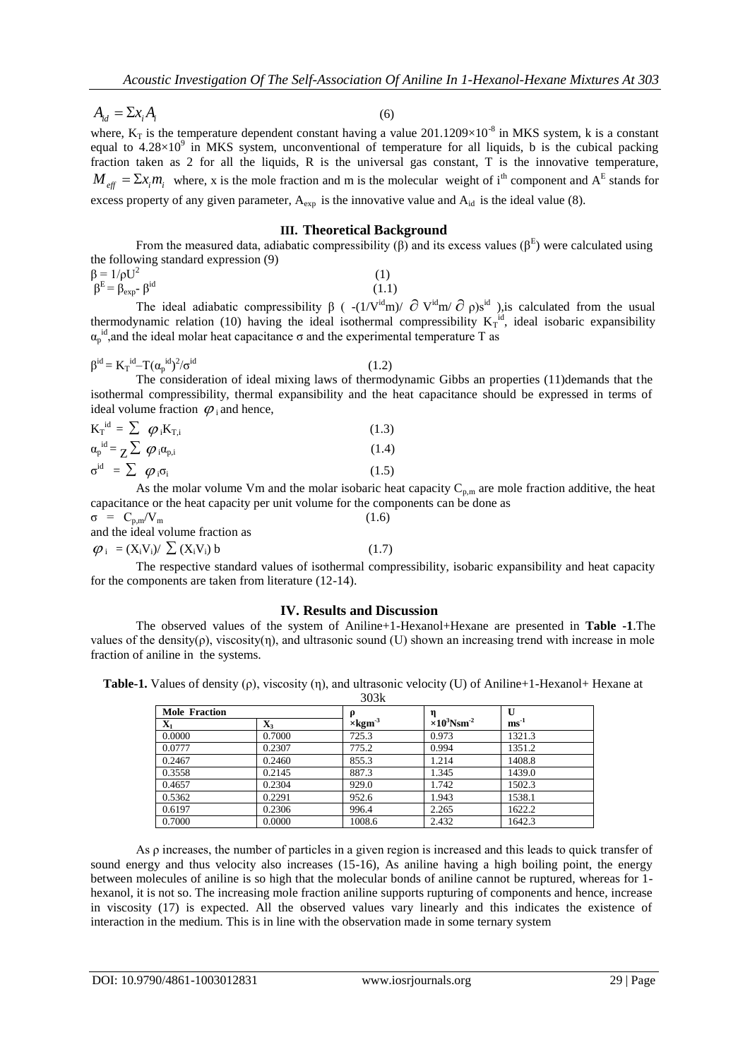$$A_{id} = \Sigma x_i A_i \qquad (6)$$

where, $K_T$ is the temperature dependent constant having a value $201.1209\times10^{-8}$ in MKS system, k is a constant equal to $4.28\times10^{9}$ in MKS system, unconventional of temperature for all liquids, b is the cubical packing fraction taken as 2 for all the liquids, R is the universal gas constant, T is the innovative temperature, $M_{eff} = \Sigma x_i m_i$ where, x is the mole fraction and m is the molecular weight of $i^{th}$ component and $A^E$ stands for excess property of any given parameter, $A_{exp}$ is the innovative value and $A_{id}$ is the ideal value (8).

## III. Theoretical Background

From the measured data, adiabatic compressibility (β) and its excess values ($\beta^E$) were calculated using the following standard expression (9)

$$\beta = 1/\rho U^2 \qquad (1)$$

$$\beta^E = \beta_{exp} - \beta^{id} \qquad (1.1)$$

The ideal adiabatic compressibility β ( $-(1/V^{id}m)/ \partial V^{id}m/ \partial \rho)s^{id}$ ),is calculated from the usual thermodynamic relation (10) having the ideal isothermal compressibility $K_T^{id}$, ideal isobaric expansibility $\alpha_p^{id}$,and the ideal molar heat capacitance σ and the experimental temperature T as

$$\beta^{id} = K_T^{id} - T(\alpha_p^{id})^2/\sigma^{id} \qquad (1.2)$$

The consideration of ideal mixing laws of thermodynamic Gibbs an properties (11)demands that the isothermal compressibility, thermal expansibility and the heat capacitance should be expressed in terms of ideal volume fraction $\varphi_i$ and hence,

$$K_T^{id} = \sum \varphi_i K_{T,i} \qquad (1.3)$$

$$\alpha_p^{id} = {}_Z\sum \varphi_i \alpha_{p,i} \qquad (1.4)$$

$$\sigma^{id} = \sum \varphi_i \sigma_i \qquad (1.5)$$

As the molar volume Vm and the molar isobaric heat capacity $C_{p,m}$ are mole fraction additive, the heat capacitance or the heat capacity per unit volume for the components can be done as

$$\sigma = C_{p,m}/V_m \qquad (1.6)$$

and the ideal volume fraction as

$$\varphi_i = (X_i V_i)/ \sum (X_i V_i)\, b \qquad (1.7)$$

The respective standard values of isothermal compressibility, isobaric expansibility and heat capacity for the components are taken from literature (12-14).

## IV. Results and Discussion

The observed values of the system of Aniline+1-Hexanol+Hexane are presented in **Table -1**.The values of the density(ρ), viscosity(η), and ultrasonic sound (U) shown an increasing trend with increase in mole fraction of aniline in the systems.

**Table-1.** Values of density (ρ), viscosity (η), and ultrasonic velocity (U) of Aniline+1-Hexanol+ Hexane at 303k

| Mole Fraction | | ρ | η | U |
|---|---|---|---|---|
| $X_1$ | $X_3$ | $\times kgm^{-3}$ | $\times10^3 Nsm^{-2}$ | $ms^{-1}$ |
| 0.0000 | 0.7000 | 725.3 | 0.973 | 1321.3 |
| 0.0777 | 0.2307 | 775.2 | 0.994 | 1351.2 |
| 0.2467 | 0.2460 | 855.3 | 1.214 | 1408.8 |
| 0.3558 | 0.2145 | 887.3 | 1.345 | 1439.0 |
| 0.4657 | 0.2304 | 929.0 | 1.742 | 1502.3 |
| 0.5362 | 0.2291 | 952.6 | 1.943 | 1538.1 |
| 0.6197 | 0.2306 | 996.4 | 2.265 | 1622.2 |
| 0.7000 | 0.0000 | 1008.6 | 2.432 | 1642.3 |

As ρ increases, the number of particles in a given region is increased and this leads to quick transfer of sound energy and thus velocity also increases (15-16), As aniline having a high boiling point, the energy between molecules of aniline is so high that the molecular bonds of aniline cannot be ruptured, whereas for 1-hexanol, it is not so. The increasing mole fraction aniline supports rupturing of components and hence, increase in viscosity (17) is expected. All the observed values vary linearly and this indicates the existence of interaction in the medium. This is in line with the observation made in some ternary system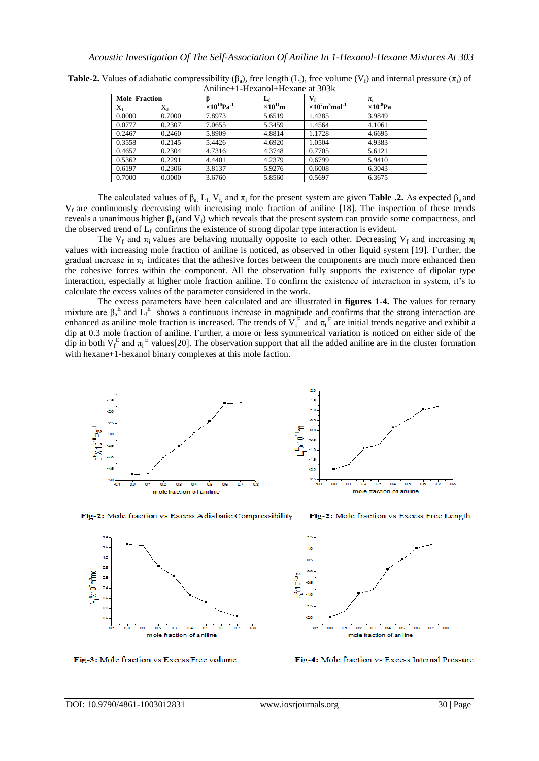**Table-2.** Values of adiabatic compressibility ($\beta_a$), free length ($L_f$), free volume ($V_f$) and internal pressure ($\pi_i$) of Aniline+1-Hexanol+Hexane at 303k

| Mole Fraction | | $\beta$ | $L_f$ | $V_f$ | $\pi_i$ |
|---|---|---|---|---|---|
| $X_1$ | $X_3$ | $\times 10^{10}Pa^{-1}$ | $\times 10^{11}m$ | $\times 10^{7}m^{3}mol^{-1}$ | $\times 10^{-8}Pa$ |
| 0.0000 | 0.7000 | 7.8973 | 5.6519 | 1.4285 | 3.9849 |
| 0.0777 | 0.2307 | 7.0655 | 5.3459 | 1.4564 | 4.1061 |
| 0.2467 | 0.2460 | 5.8909 | 4.8814 | 1.1728 | 4.6695 |
| 0.3558 | 0.2145 | 5.4426 | 4.6920 | 1.0504 | 4.9383 |
| 0.4657 | 0.2304 | 4.7316 | 4.3748 | 0.7705 | 5.6121 |
| 0.5362 | 0.2291 | 4.4401 | 4.2379 | 0.6799 | 5.9410 |
| 0.6197 | 0.2306 | 3.8137 | 5.9276 | 0.6008 | 6.3043 |
| 0.7000 | 0.0000 | 3.6760 | 5.8560 | 0.5697 | 6.3675 |

The calculated values of $\beta_a$, $L_f$, $V_f$ and $\pi_i$ for the present system are given **Table .2.** As expected $\beta_a$ and $V_f$ are continuously decreasing with increasing mole fraction of aniline [18]. The inspection of these trends reveals a unanimous higher $\beta_a$ (and $V_f$) which reveals that the present system can provide some compactness, and the observed trend of $L_f$-confirms the existence of strong dipolar type interaction is evident.

The $V_f$ and $\pi_i$ values are behaving mutually opposite to each other. Decreasing $V_f$ and increasing $\pi_i$ values with increasing mole fraction of aniline is noticed, as observed in other liquid system [19]. Further, the gradual increase in $\pi_i$ indicates that the adhesive forces between the components are much more enhanced then the cohesive forces within the component. All the observation fully supports the existence of dipolar type interaction, especially at higher mole fraction aniline. To confirm the existence of interaction in system, it's to calculate the excess values of the parameter considered in the work.

The excess parameters have been calculated and are illustrated in **figures 1-4.** The values for ternary mixture are $\beta_a^E$ and $L_f^E$ shows a continuous increase in magnitude and confirms that the strong interaction are enhanced as aniline mole fraction is increased. The trends of $V_f^E$ and $\pi_i^E$ are initial trends negative and exhibit a dip at 0.3 mole fraction of aniline. Further, a more or less symmetrical variation is noticed on either side of the dip in both $V_f^E$ and $\pi_i^E$ values[20]. The observation support that all the added aniline are in the cluster formation with hexane+1-hexanol binary complexes at this mole faction.

**Fig-2:** Mole fraction vs Excess Adiabatic Compressibility

**Fig-2:** Mole fraction vs Excess Free Length.

**Fig-3:** Mole fraction vs Excess Free volume

**Fig-4:** Mole fraction vs Excess Internal Pressure.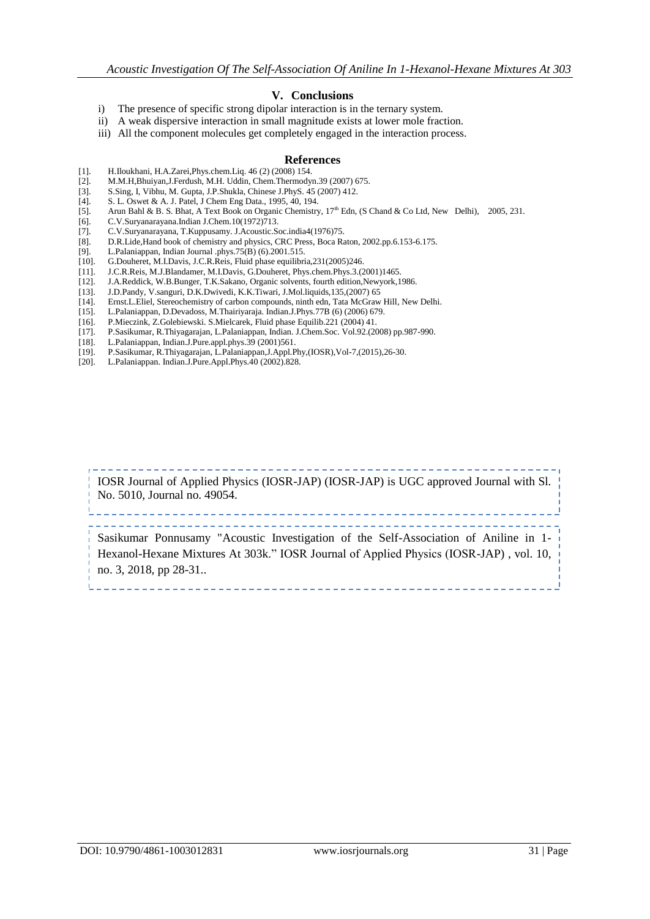## V. Conclusions

i) The presence of specific strong dipolar interaction is in the ternary system.
ii) A weak dispersive interaction in small magnitude exists at lower mole fraction.
iii) All the component molecules get completely engaged in the interaction process.

## References

[1]. H.Iloukhani, H.A.Zarei,Phys.chem.Liq. 46 (2) (2008) 154.
[2]. M.M.H,Bhuiyan,J.Ferdush, M.H. Uddin, Chem.Thermodyn.39 (2007) 675.
[3]. S.Sing, I, Vibhu, M. Gupta, J.P.Shukla, Chinese J.PhyS. 45 (2007) 412.
[4]. S. L. Oswet & A. J. Patel, J Chem Eng Data., 1995, 40, 194.
[5]. Arun Bahl & B. S. Bhat, A Text Book on Organic Chemistry, 17th Edn, (S Chand & Co Ltd, New Delhi), 2005, 231.
[6]. C.V.Suryanarayana.Indian J.Chem.10(1972)713.
[7]. C.V.Suryanarayana, T.Kuppusamy. J.Acoustic.Soc.india4(1976)75.
[8]. D.R.Lide,Hand book of chemistry and physics, CRC Press, Boca Raton, 2002.pp.6.153-6.175.
[9]. L.Palaniappan, Indian Journal .phys.75(B) (6).2001.515.
[10]. G.Douheret, M.I.Davis, J.C.R.Reis, Fluid phase equilibria,231(2005)246.
[11]. J.C.R.Reis, M.J.Blandamer, M.I.Davis, G.Douheret, Phys.chem.Phys.3.(2001)1465.
[12]. J.A.Reddick, W.B.Bunger, T.K.Sakano, Organic solvents, fourth edition,Newyork,1986.
[13]. J.D.Pandy, V.sanguri, D.K.Dwivedi, K.K.Tiwari, J.Mol.liquids,135,(2007) 65
[14]. Ernst.L.Eliel, Stereochemistry of carbon compounds, ninth edn, Tata McGraw Hill, New Delhi.
[15]. L.Palaniappan, D.Devadoss, M.Thairiyaraja. Indian.J.Phys.77B (6) (2006) 679.
[16]. P.Mieczink, Z.Golebiewski. S.Mielcarek, Fluid phase Equilib.221 (2004) 41.
[17]. P.Sasikumar, R.Thiyagarajan, L.Palaniappan, Indian. J.Chem.Soc. Vol.92.(2008) pp.987-990.
[18]. L.Palaniappan, Indian.J.Pure.appl.phys.39 (2001)561.
[19]. P.Sasikumar, R.Thiyagarajan, L.Palaniappan,J.Appl.Phy,(IOSR),Vol-7,(2015),26-30.
[20]. L.Palaniappan. Indian.J.Pure.Appl.Phys.40 (2002).828.

IOSR Journal of Applied Physics (IOSR-JAP) (IOSR-JAP) is UGC approved Journal with Sl. No. 5010, Journal no. 49054.

Sasikumar Ponnusamy "Acoustic Investigation of the Self-Association of Aniline in 1-Hexanol-Hexane Mixtures At 303k." IOSR Journal of Applied Physics (IOSR-JAP) , vol. 10, no. 3, 2018, pp 28-31..